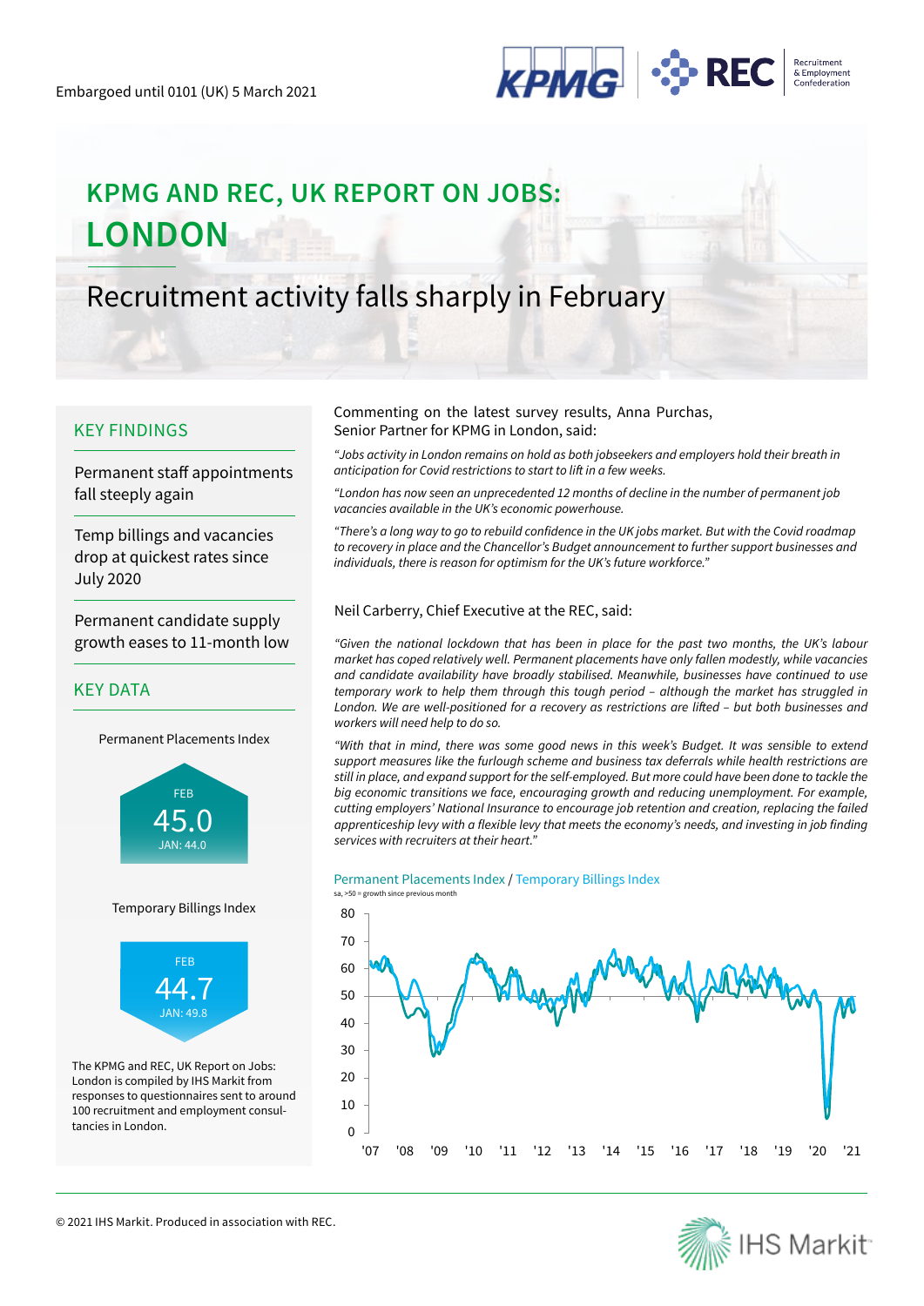Embargoed until 0101 (UK) 5 March 2021

# KPMG AND REC, UK REPORT ON JOBS: LONDON

## Recruitment activity falls sharply in February

### KEY FINDINGS

Permanent staff appointments fall steeply again

Temp billings and vacancies drop at quickest rates since July 2020

Permanent candidate supply growth eases to 11-month low

### KEY DATA

Permanent Placements Index

FEB **45.0**
JAN: 44.0

Temporary Billings Index

FEB **44.7**
JAN: 49.8

The KPMG and REC, UK Report on Jobs: London is compiled by IHS Markit from responses to questionnaires sent to around 100 recruitment and employment consultancies in London.

Commenting on the latest survey results, Anna Purchas, Senior Partner for KPMG in London, said:

*"Jobs activity in London remains on hold as both jobseekers and employers hold their breath in anticipation for Covid restrictions to start to lift in a few weeks.*

*"London has now seen an unprecedented 12 months of decline in the number of permanent job vacancies available in the UK's economic powerhouse.*

*"There's a long way to go to rebuild confidence in the UK jobs market. But with the Covid roadmap to recovery in place and the Chancellor's Budget announcement to further support businesses and individuals, there is reason for optimism for the UK's future workforce."*

Neil Carberry, Chief Executive at the REC, said:

*"Given the national lockdown that has been in place for the past two months, the UK's labour market has coped relatively well. Permanent placements have only fallen modestly, while vacancies and candidate availability have broadly stabilised. Meanwhile, businesses have continued to use temporary work to help them through this tough period – although the market has struggled in London. We are well-positioned for a recovery as restrictions are lifted – but both businesses and workers will need help to do so.*

*"With that in mind, there was some good news in this week's Budget. It was sensible to extend support measures like the furlough scheme and business tax deferrals while health restrictions are still in place, and expand support for the self-employed. But more could have been done to tackle the big economic transitions we face, encouraging growth and reducing unemployment. For example, cutting employers' National Insurance to encourage job retention and creation, replacing the failed apprenticeship levy with a flexible levy that meets the economy's needs, and investing in job finding services with recruiters at their heart."*

Permanent Placements Index / Temporary Billings Index
sa, >50 = growth since previous month

© 2021 IHS Markit. Produced in association with REC.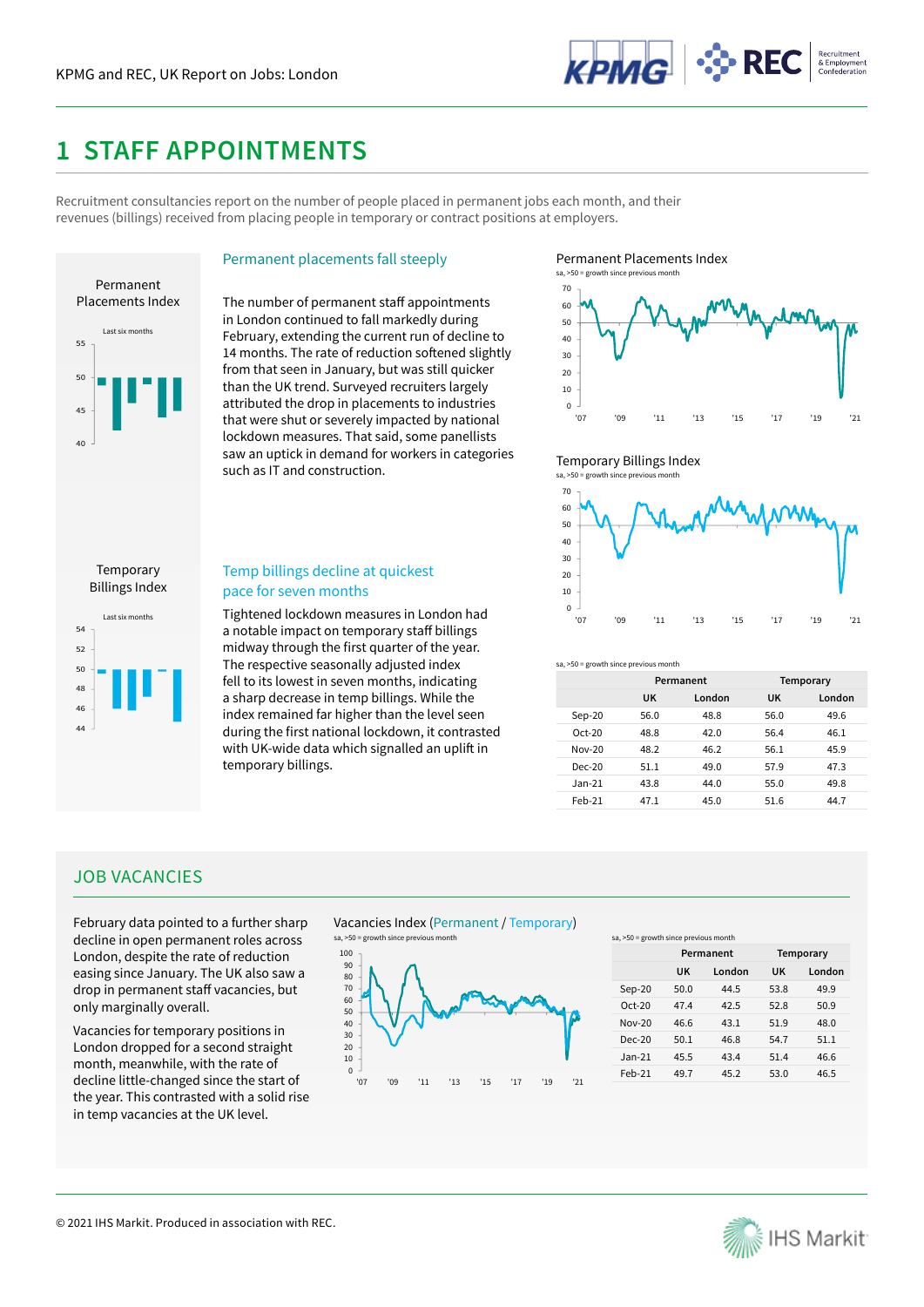# 1 STAFF APPOINTMENTS

Recruitment consultancies report on the number of people placed in permanent jobs each month, and their revenues (billings) received from placing people in temporary or contract positions at employers.

Permanent Placements Index

Last six months

## Permanent placements fall steeply

The number of permanent staff appointments in London continued to fall markedly during February, extending the current run of decline to 14 months. The rate of reduction softened slightly from that seen in January, but was still quicker than the UK trend. Surveyed recruiters largely attributed the drop in placements to industries that were shut or severely impacted by national lockdown measures. That said, some panellists saw an uptick in demand for workers in categories such as IT and construction.

Permanent Placements Index

sa, >50 = growth since previous month

Temporary Billings Index

Last six months

## Temp billings decline at quickest pace for seven months

Tightened lockdown measures in London had a notable impact on temporary staff billings midway through the first quarter of the year. The respective seasonally adjusted index fell to its lowest in seven months, indicating a sharp decrease in temp billings. While the index remained far higher than the level seen during the first national lockdown, it contrasted with UK-wide data which signalled an uplift in temporary billings.

Temporary Billings Index

sa, >50 = growth since previous month

sa, >50 = growth since previous month

| | Permanent | | Temporary | |
|---|---|---|---|---|
| | UK | London | UK | London |
| Sep-20 | 56.0 | 48.8 | 56.0 | 49.6 |
| Oct-20 | 48.8 | 42.0 | 56.4 | 46.1 |
| Nov-20 | 48.2 | 46.2 | 56.1 | 45.9 |
| Dec-20 | 51.1 | 49.0 | 57.9 | 47.3 |
| Jan-21 | 43.8 | 44.0 | 55.0 | 49.8 |
| Feb-21 | 47.1 | 45.0 | 51.6 | 44.7 |

## JOB VACANCIES

February data pointed to a further sharp decline in open permanent roles across London, despite the rate of reduction easing since January. The UK also saw a drop in permanent staff vacancies, but only marginally overall.

Vacancies for temporary positions in London dropped for a second straight month, meanwhile, with the rate of decline little-changed since the start of the year. This contrasted with a solid rise in temp vacancies at the UK level.

Vacancies Index (Permanent / Temporary)

sa, >50 = growth since previous month

sa, >50 = growth since previous month

| | Permanent | | Temporary | |
|---|---|---|---|---|
| | UK | London | UK | London |
| Sep-20 | 50.0 | 44.5 | 53.8 | 49.9 |
| Oct-20 | 47.4 | 42.5 | 52.8 | 50.9 |
| Nov-20 | 46.6 | 43.1 | 51.9 | 48.0 |
| Dec-20 | 50.1 | 46.8 | 54.7 | 51.1 |
| Jan-21 | 45.5 | 43.4 | 51.4 | 46.6 |
| Feb-21 | 49.7 | 45.2 | 53.0 | 46.5 |

© 2021 IHS Markit. Produced in association with REC.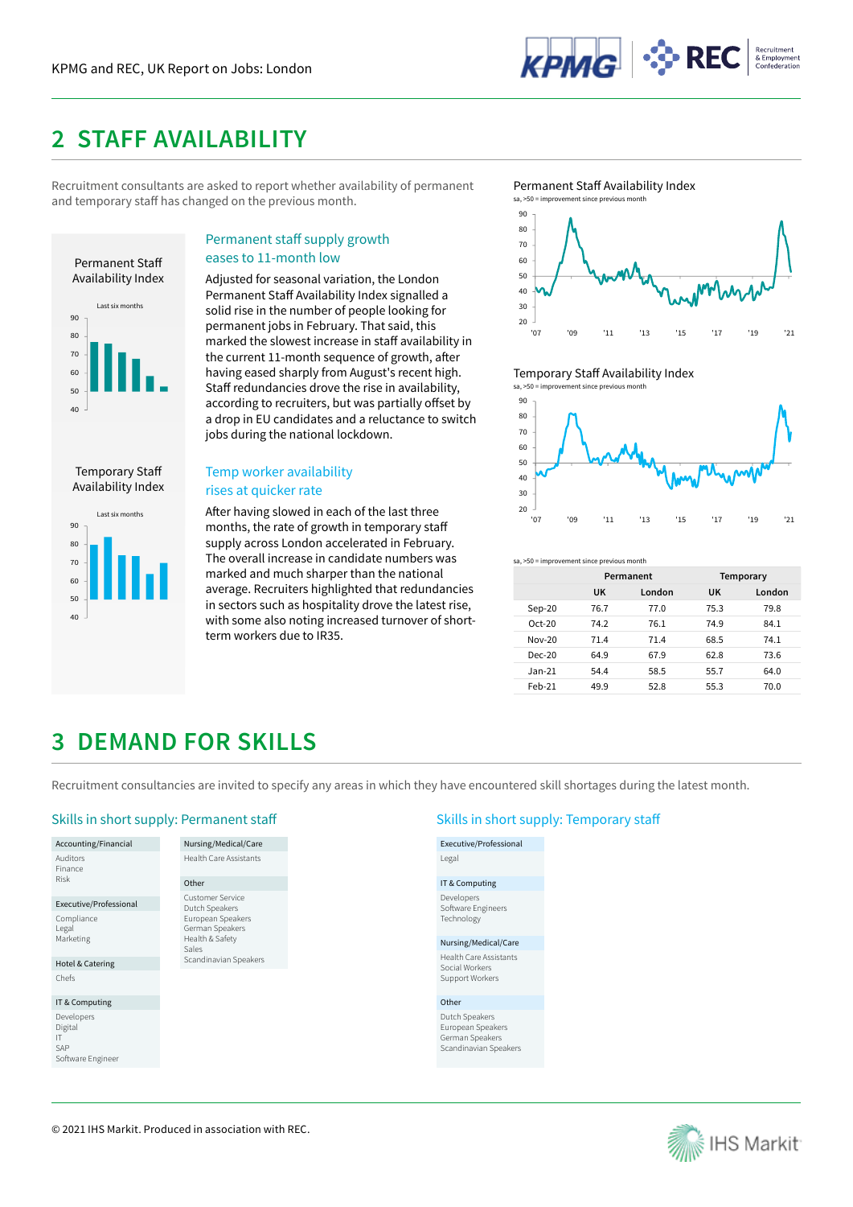## 2 STAFF AVAILABILITY

Recruitment consultants are asked to report whether availability of permanent and temporary staff has changed on the previous month.

### Permanent staff supply growth eases to 11-month low

Adjusted for seasonal variation, the London Permanent Staff Availability Index signalled a solid rise in the number of people looking for permanent jobs in February. That said, this marked the slowest increase in staff availability in the current 11-month sequence of growth, after having eased sharply from August's recent high. Staff redundancies drove the rise in availability, according to recruiters, but was partially offset by a drop in EU candidates and a reluctance to switch jobs during the national lockdown.

### Temp worker availability rises at quicker rate

After having slowed in each of the last three months, the rate of growth in temporary staff supply across London accelerated in February. The overall increase in candidate numbers was marked and much sharper than the national average. Recruiters highlighted that redundancies in sectors such as hospitality drove the latest rise, with some also noting increased turnover of short-term workers due to IR35.

sa, >50 = improvement since previous month

| | Permanent | | Temporary | |
|---|---|---|---|---|
| | UK | London | UK | London |
| Sep-20 | 76.7 | 77.0 | 75.3 | 79.8 |
| Oct-20 | 74.2 | 76.1 | 74.9 | 84.1 |
| Nov-20 | 71.4 | 71.4 | 68.5 | 74.1 |
| Dec-20 | 64.9 | 67.9 | 62.8 | 73.6 |
| Jan-21 | 54.4 | 58.5 | 55.7 | 64.0 |
| Feb-21 | 49.9 | 52.8 | 55.3 | 70.0 |

## 3 DEMAND FOR SKILLS

Recruitment consultancies are invited to specify any areas in which they have encountered skill shortages during the latest month.

### Skills in short supply: Permanent staff

**Accounting/Financial**
- Auditors
- Finance
- Risk

**Executive/Professional**
- Compliance
- Legal
- Marketing

**Hotel & Catering**
- Chefs

**IT & Computing**
- Developers
- Digital
- IT
- SAP
- Software Engineer

**Nursing/Medical/Care**
- Health Care Assistants

**Other**
- Customer Service
- Dutch Speakers
- European Speakers
- German Speakers
- Health & Safety
- Sales
- Scandinavian Speakers

### Skills in short supply: Temporary staff

**Executive/Professional**
- Legal

**IT & Computing**
- Developers
- Software Engineers
- Technology

**Nursing/Medical/Care**
- Health Care Assistants
- Social Workers
- Support Workers

**Other**
- Dutch Speakers
- European Speakers
- German Speakers
- Scandinavian Speakers

© 2021 IHS Markit. Produced in association with REC.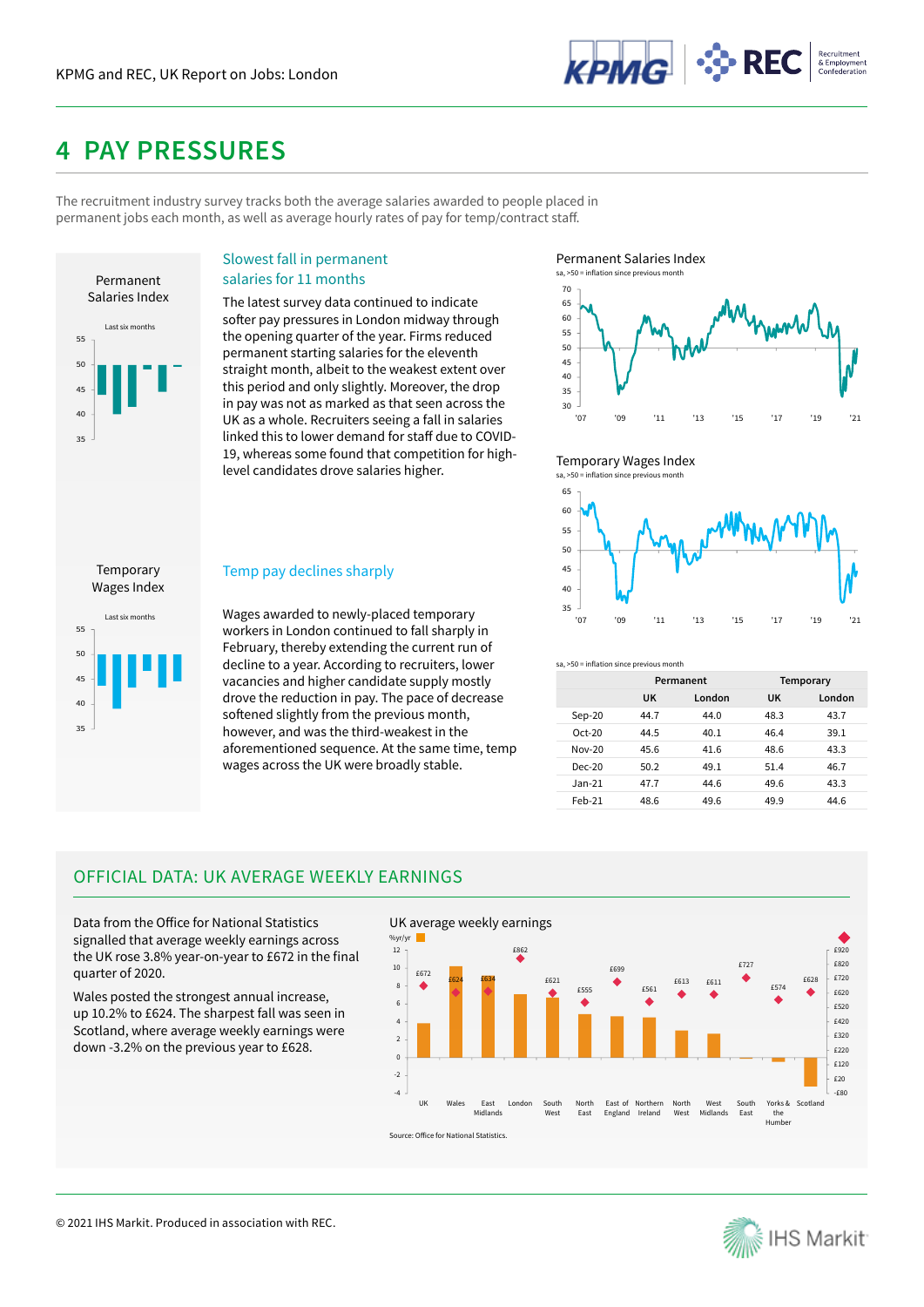# 4 PAY PRESSURES

The recruitment industry survey tracks both the average salaries awarded to people placed in permanent jobs each month, as well as average hourly rates of pay for temp/contract staff.

## Slowest fall in permanent salaries for 11 months

The latest survey data continued to indicate softer pay pressures in London midway through the opening quarter of the year. Firms reduced permanent starting salaries for the eleventh straight month, albeit to the weakest extent over this period and only slightly. Moreover, the drop in pay was not as marked as that seen across the UK as a whole. Recruiters seeing a fall in salaries linked this to lower demand for staff due to COVID-19, whereas some found that competition for high-level candidates drove salaries higher.

## Temp pay declines sharply

Wages awarded to newly-placed temporary workers in London continued to fall sharply in February, thereby extending the current run of decline to a year. According to recruiters, lower vacancies and higher candidate supply mostly drove the reduction in pay. The pace of decrease softened slightly from the previous month, however, and was the third-weakest in the aforementioned sequence. At the same time, temp wages across the UK were broadly stable.

sa, >50 = inflation since previous month

| | Permanent | | Temporary | |
|---|---|---|---|---|
| | UK | London | UK | London |
| Sep-20 | 44.7 | 44.0 | 48.3 | 43.7 |
| Oct-20 | 44.5 | 40.1 | 46.4 | 39.1 |
| Nov-20 | 45.6 | 41.6 | 48.6 | 43.3 |
| Dec-20 | 50.2 | 49.1 | 51.4 | 46.7 |
| Jan-21 | 47.7 | 44.6 | 49.6 | 43.3 |
| Feb-21 | 48.6 | 49.6 | 49.9 | 44.6 |

## OFFICIAL DATA: UK AVERAGE WEEKLY EARNINGS

Data from the Office for National Statistics signalled that average weekly earnings across the UK rose 3.8% year-on-year to £672 in the final quarter of 2020.

Wales posted the strongest annual increase, up 10.2% to £624. The sharpest fall was seen in Scotland, where average weekly earnings were down -3.2% on the previous year to £628.

Source: Office for National Statistics.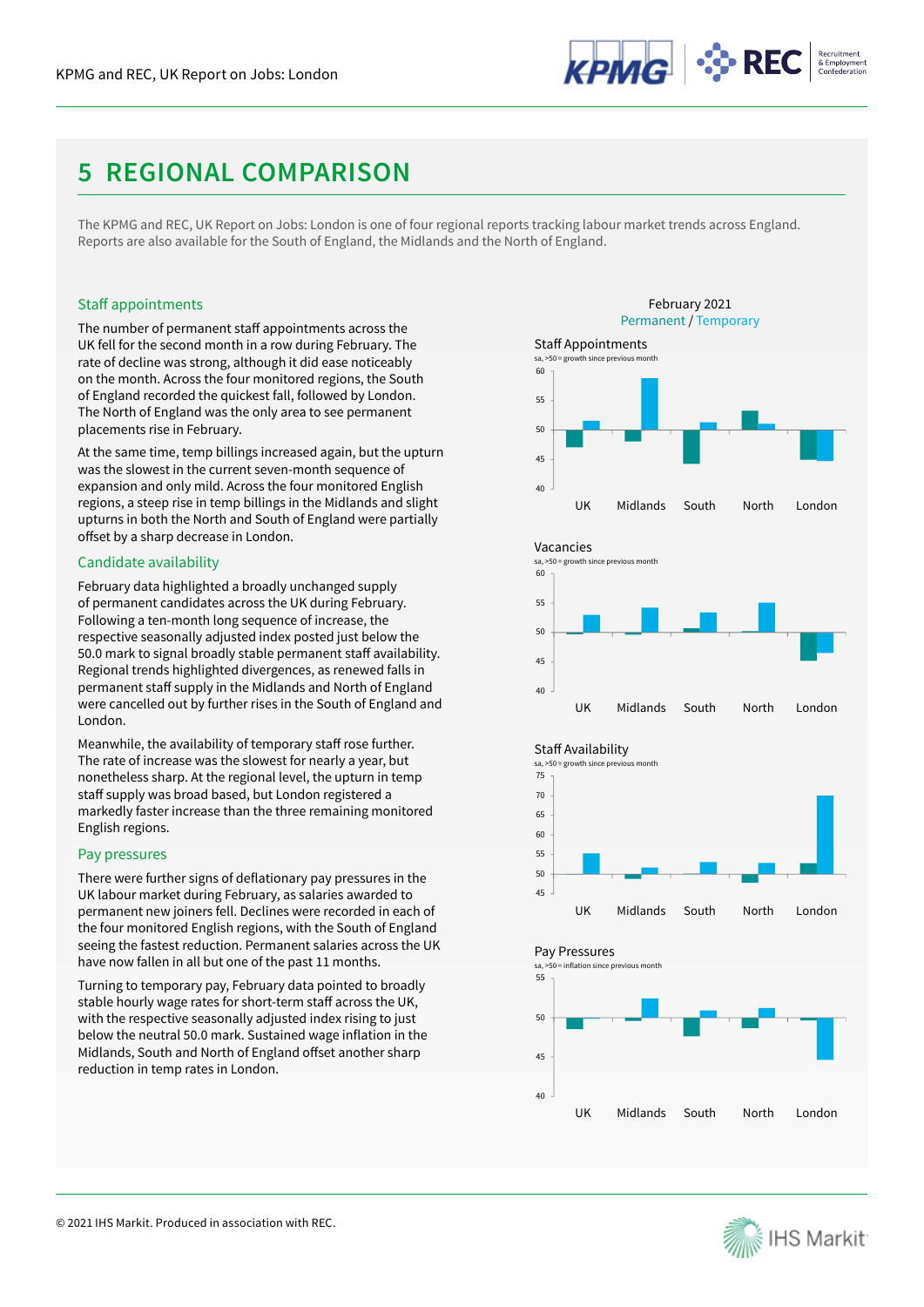# 5 REGIONAL COMPARISON

The KPMG and REC, UK Report on Jobs: London is one of four regional reports tracking labour market trends across England. Reports are also available for the South of England, the Midlands and the North of England.

### Staff appointments

The number of permanent staff appointments across the UK fell for the second month in a row during February. The rate of decline was strong, although it did ease noticeably on the month. Across the four monitored regions, the South of England recorded the quickest fall, followed by London. The North of England was the only area to see permanent placements rise in February.

At the same time, temp billings increased again, but the upturn was the slowest in the current seven-month sequence of expansion and only mild. Across the four monitored English regions, a steep rise in temp billings in the Midlands and slight upturns in both the North and South of England were partially offset by a sharp decrease in London.

### Candidate availability

February data highlighted a broadly unchanged supply of permanent candidates across the UK during February. Following a ten-month long sequence of increase, the respective seasonally adjusted index posted just below the 50.0 mark to signal broadly stable permanent staff availability. Regional trends highlighted divergences, as renewed falls in permanent staff supply in the Midlands and North of England were cancelled out by further rises in the South of England and London.

Meanwhile, the availability of temporary staff rose further. The rate of increase was the slowest for nearly a year, but nonetheless sharp. At the regional level, the upturn in temp staff supply was broad based, but London registered a markedly faster increase than the three remaining monitored English regions.

### Pay pressures

There were further signs of deflationary pay pressures in the UK labour market during February, as salaries awarded to permanent new joiners fell. Declines were recorded in each of the four monitored English regions, with the South of England seeing the fastest reduction. Permanent salaries across the UK have now fallen in all but one of the past 11 months.

Turning to temporary pay, February data pointed to broadly stable hourly wage rates for short-term staff across the UK, with the respective seasonally adjusted index rising to just below the neutral 50.0 mark. Sustained wage inflation in the Midlands, South and North of England offset another sharp reduction in temp rates in London.

February 2021
Permanent / Temporary

Staff Appointments
sa, >50 = growth since previous month

Vacancies
sa, >50 = growth since previous month

Staff Availability
sa, >50 = growth since previous month

Pay Pressures
sa, >50 = inflation since previous month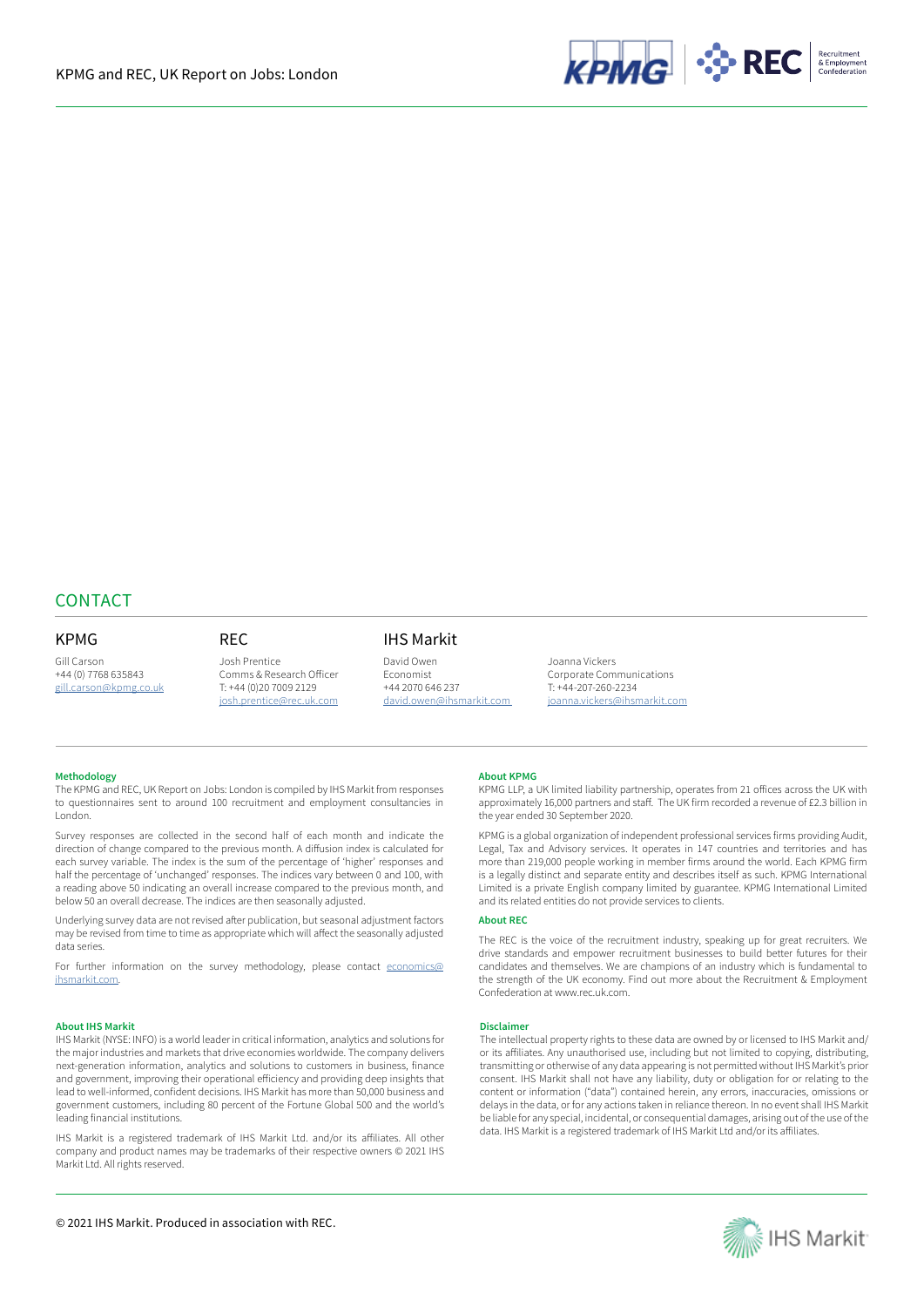## CONTACT

### KPMG

Gill Carson
+44 (0) 7768 635843
gill.carson@kpmg.co.uk

### REC

Josh Prentice
Comms & Research Officer
T: +44 (0)20 7009 2129
josh.prentice@rec.uk.com

### IHS Markit

David Owen
Economist
+44 2070 646 237
david.owen@ihsmarkit.com

Joanna Vickers
Corporate Communications
T: +44-207-260-2234
joanna.vickers@ihsmarkit.com

**Methodology**

The KPMG and REC, UK Report on Jobs: London is compiled by IHS Markit from responses to questionnaires sent to around 100 recruitment and employment consultancies in London.

Survey responses are collected in the second half of each month and indicate the direction of change compared to the previous month. A diffusion index is calculated for each survey variable. The index is the sum of the percentage of 'higher' responses and half the percentage of 'unchanged' responses. The indices vary between 0 and 100, with a reading above 50 indicating an overall increase compared to the previous month, and below 50 an overall decrease. The indices are then seasonally adjusted.

Underlying survey data are not revised after publication, but seasonal adjustment factors may be revised from time to time as appropriate which will affect the seasonally adjusted data series.

For further information on the survey methodology, please contact economics@ihsmarkit.com.

**About IHS Markit**

IHS Markit (NYSE: INFO) is a world leader in critical information, analytics and solutions for the major industries and markets that drive economies worldwide. The company delivers next-generation information, analytics and solutions to customers in business, finance and government, improving their operational efficiency and providing deep insights that lead to well-informed, confident decisions. IHS Markit has more than 50,000 business and government customers, including 80 percent of the Fortune Global 500 and the world's leading financial institutions.

IHS Markit is a registered trademark of IHS Markit Ltd. and/or its affiliates. All other company and product names may be trademarks of their respective owners © 2021 IHS Markit Ltd. All rights reserved.

**About KPMG**

KPMG LLP, a UK limited liability partnership, operates from 21 offices across the UK with approximately 16,000 partners and staff. The UK firm recorded a revenue of £2.3 billion in the year ended 30 September 2020.

KPMG is a global organization of independent professional services firms providing Audit, Legal, Tax and Advisory services. It operates in 147 countries and territories and has more than 219,000 people working in member firms around the world. Each KPMG firm is a legally distinct and separate entity and describes itself as such. KPMG International Limited is a private English company limited by guarantee. KPMG International Limited and its related entities do not provide services to clients.

**About REC**

The REC is the voice of the recruitment industry, speaking up for great recruiters. We drive standards and empower recruitment businesses to build better futures for their candidates and themselves. We are champions of an industry which is fundamental to the strength of the UK economy. Find out more about the Recruitment & Employment Confederation at www.rec.uk.com.

**Disclaimer**

The intellectual property rights to these data are owned by or licensed to IHS Markit and/or its affiliates. Any unauthorised use, including but not limited to copying, distributing, transmitting or otherwise of any data appearing is not permitted without IHS Markit's prior consent. IHS Markit shall not have any liability, duty or obligation for or relating to the content or information ("data") contained herein, any errors, inaccuracies, omissions or delays in the data, or for any actions taken in reliance thereon. In no event shall IHS Markit be liable for any special, incidental, or consequential damages, arising out of the use of the data. IHS Markit is a registered trademark of IHS Markit Ltd and/or its affiliates.

© 2021 IHS Markit. Produced in association with REC.